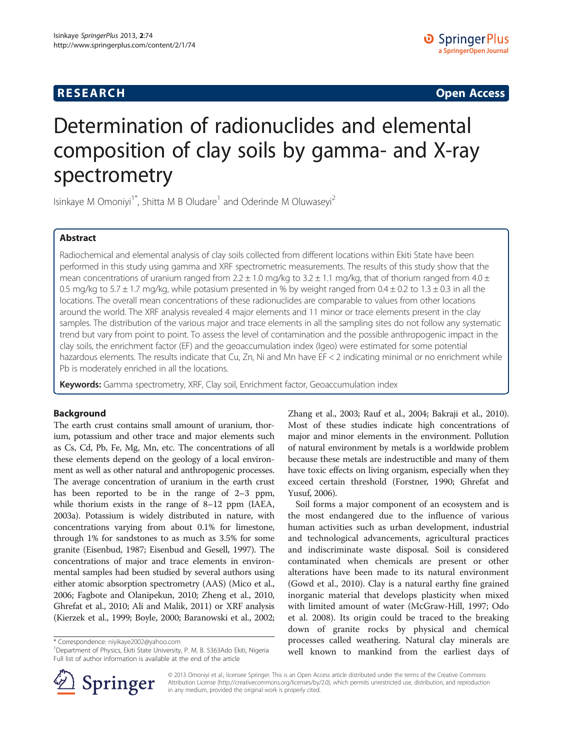**RESEARCH** **Open Access**

# Determination of radionuclides and elemental composition of clay soils by gamma- and X-ray spectrometry

Isinkaye M Omoniyi[1*], Shitta M B Oludare[1] and Oderinde M Oluwaseyi[2]

## Abstract

Radiochemical and elemental analysis of clay soils collected from different locations within Ekiti State have been performed in this study using gamma and XRF spectrometric measurements. The results of this study show that the mean concentrations of uranium ranged from 2.2 ± 1.0 mg/kg to 3.2 ± 1.1 mg/kg, that of thorium ranged from 4.0 ± 0.5 mg/kg to 5.7 ± 1.7 mg/kg, while potasium presented in % by weight ranged from 0.4 ± 0.2 to 1.3 ± 0.3 in all the locations. The overall mean concentrations of these radionuclides are comparable to values from other locations around the world. The XRF analysis revealed 4 major elements and 11 minor or trace elements present in the clay samples. The distribution of the various major and trace elements in all the sampling sites do not follow any systematic trend but vary from point to point. To assess the level of contamination and the possible anthropogenic impact in the clay soils, the enrichment factor (EF) and the geoaccumulation index (Igeo) were estimated for some potential hazardous elements. The results indicate that Cu, Zn, Ni and Mn have EF < 2 indicating minimal or no enrichment while Pb is moderately enriched in all the locations.

**Keywords:** Gamma spectrometry, XRF, Clay soil, Enrichment factor, Geoaccumulation index

## Background

The earth crust contains small amount of uranium, thorium, potassium and other trace and major elements such as Cs, Cd, Pb, Fe, Mg, Mn, etc. The concentrations of all these elements depend on the geology of a local environment as well as other natural and anthropogenic processes. The average concentration of uranium in the earth crust has been reported to be in the range of 2–3 ppm, while thorium exists in the range of 8–12 ppm (IAEA, 2003a). Potassium is widely distributed in nature, with concentrations varying from about 0.1% for limestone, through 1% for sandstones to as much as 3.5% for some granite (Eisenbud, 1987; Eisenbud and Gesell, 1997). The concentrations of major and trace elements in environmental samples had been studied by several authors using either atomic absorption spectrometry (AAS) (Mico et al., 2006; Fagbote and Olanipekun, 2010; Zheng et al., 2010, Ghrefat et al., 2010; Ali and Malik, 2011) or XRF analysis (Kierzek et al., 1999; Boyle, 2000; Baranowski et al., 2002; Zhang et al., 2003; Rauf et al., 2004; Bakraji et al., 2010). Most of these studies indicate high concentrations of major and minor elements in the environment. Pollution of natural environment by metals is a worldwide problem because these metals are indestructible and many of them have toxic effects on living organism, especially when they exceed certain threshold (Forstner, 1990; Ghrefat and Yusuf, 2006).

Soil forms a major component of an ecosystem and is the most endangered due to the influence of various human activities such as urban development, industrial and technological advancements, agricultural practices and indiscriminate waste disposal. Soil is considered contaminated when chemicals are present or other alterations have been made to its natural environment (Gowd et al., 2010). Clay is a natural earthy fine grained inorganic material that develops plasticity when mixed with limited amount of water (McGraw-Hill, 1997; Odo et al. 2008). Its origin could be traced to the breaking down of granite rocks by physical and chemical processes called weathering. Natural clay minerals are well known to mankind from the earliest days of

\* Correspondence: niyikaye2002@yahoo.com
[1]Department of Physics, Ekiti State University, P. M. B. 5363Ado Ekiti, Nigeria
Full list of author information is available at the end of the article

© 2013 Omoniyi et al.; licensee Springer. This is an Open Access article distributed under the terms of the Creative Commons Attribution License (http://creativecommons.org/licenses/by/2.0), which permits unrestricted use, distribution, and reproduction in any medium, provided the original work is properly cited.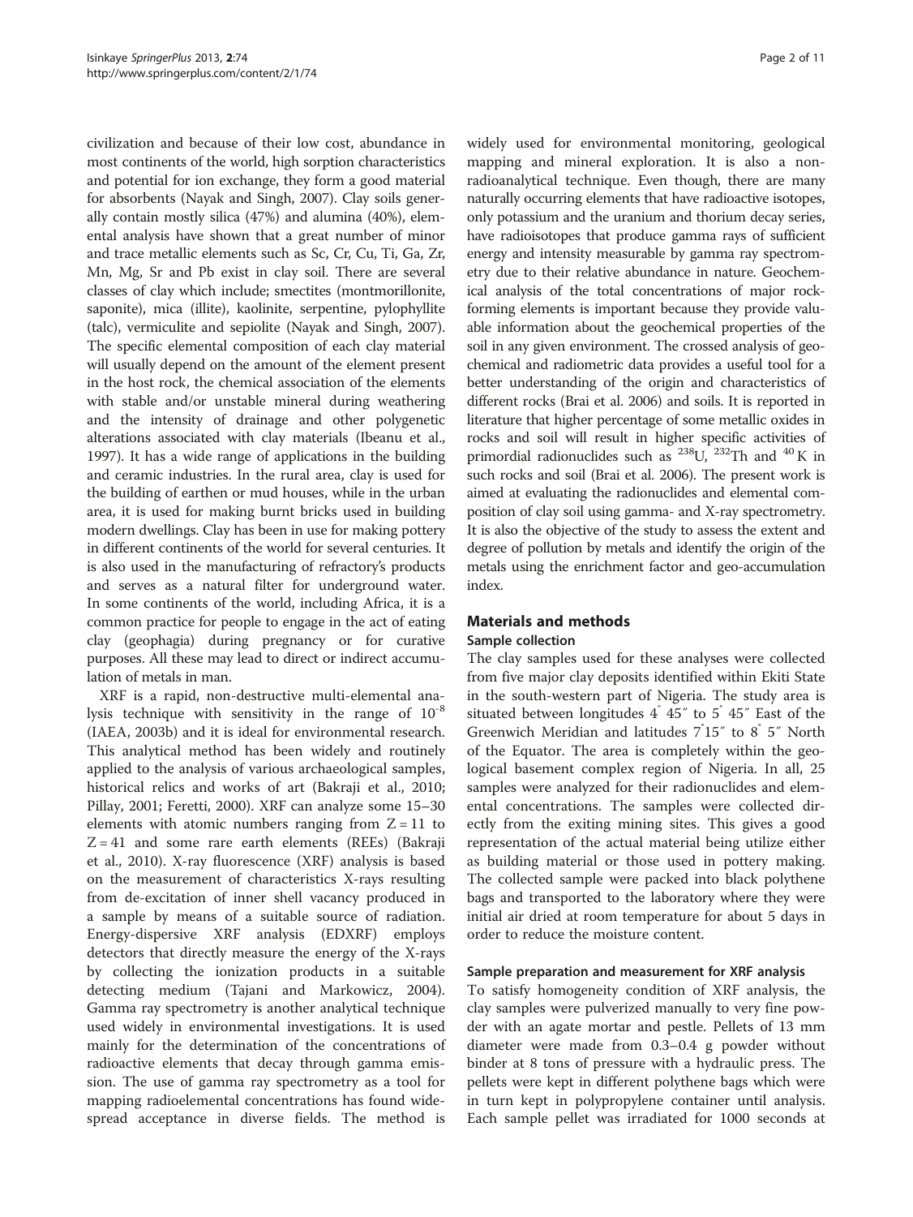civilization and because of their low cost, abundance in most continents of the world, high sorption characteristics and potential for ion exchange, they form a good material for absorbents (Nayak and Singh, 2007). Clay soils generally contain mostly silica (47%) and alumina (40%), elemental analysis have shown that a great number of minor and trace metallic elements such as Sc, Cr, Cu, Ti, Ga, Zr, Mn, Mg, Sr and Pb exist in clay soil. There are several classes of clay which include; smectites (montmorillonite, saponite), mica (illite), kaolinite, serpentine, pylophyllite (talc), vermiculite and sepiolite (Nayak and Singh, 2007). The specific elemental composition of each clay material will usually depend on the amount of the element present in the host rock, the chemical association of the elements with stable and/or unstable mineral during weathering and the intensity of drainage and other polygenetic alterations associated with clay materials (Ibeanu et al., 1997). It has a wide range of applications in the building and ceramic industries. In the rural area, clay is used for the building of earthen or mud houses, while in the urban area, it is used for making burnt bricks used in building modern dwellings. Clay has been in use for making pottery in different continents of the world for several centuries. It is also used in the manufacturing of refractory's products and serves as a natural filter for underground water. In some continents of the world, including Africa, it is a common practice for people to engage in the act of eating clay (geophagia) during pregnancy or for curative purposes. All these may lead to direct or indirect accumulation of metals in man.

XRF is a rapid, non-destructive multi-elemental analysis technique with sensitivity in the range of $10^{-8}$ (IAEA, 2003b) and it is ideal for environmental research. This analytical method has been widely and routinely applied to the analysis of various archaeological samples, historical relics and works of art (Bakraji et al., 2010; Pillay, 2001; Feretti, 2000). XRF can analyze some 15–30 elements with atomic numbers ranging from $Z = 11$ to $Z = 41$ and some rare earth elements (REEs) (Bakraji et al., 2010). X-ray fluorescence (XRF) analysis is based on the measurement of characteristics X-rays resulting from de-excitation of inner shell vacancy produced in a sample by means of a suitable source of radiation. Energy-dispersive XRF analysis (EDXRF) employs detectors that directly measure the energy of the X-rays by collecting the ionization products in a suitable detecting medium (Tajani and Markowicz, 2004). Gamma ray spectrometry is another analytical technique used widely in environmental investigations. It is used mainly for the determination of the concentrations of radioactive elements that decay through gamma emission. The use of gamma ray spectrometry as a tool for mapping radioelemental concentrations has found widespread acceptance in diverse fields. The method is widely used for environmental monitoring, geological mapping and mineral exploration. It is also a non-radioanalytical technique. Even though, there are many naturally occurring elements that have radioactive isotopes, only potassium and the uranium and thorium decay series, have radioisotopes that produce gamma rays of sufficient energy and intensity measurable by gamma ray spectrometry due to their relative abundance in nature. Geochemical analysis of the total concentrations of major rock-forming elements is important because they provide valuable information about the geochemical properties of the soil in any given environment. The crossed analysis of geochemical and radiometric data provides a useful tool for a better understanding of the origin and characteristics of different rocks (Brai et al. 2006) and soils. It is reported in literature that higher percentage of some metallic oxides in rocks and soil will result in higher specific activities of primordial radionuclides such as $^{238}$U, $^{232}$Th and $^{40}$K in such rocks and soil (Brai et al. 2006). The present work is aimed at evaluating the radionuclides and elemental composition of clay soil using gamma- and X-ray spectrometry. It is also the objective of the study to assess the extent and degree of pollution by metals and identify the origin of the metals using the enrichment factor and geo-accumulation index.

## Materials and methods

### Sample collection

The clay samples used for these analyses were collected from five major clay deposits identified within Ekiti State in the south-western part of Nigeria. The study area is situated between longitudes 4° 45″ to 5° 45″ East of the Greenwich Meridian and latitudes 7°15″ to 8° 5″ North of the Equator. The area is completely within the geological basement complex region of Nigeria. In all, 25 samples were analyzed for their radionuclides and elemental concentrations. The samples were collected directly from the exiting mining sites. This gives a good representation of the actual material being utilize either as building material or those used in pottery making. The collected sample were packed into black polythene bags and transported to the laboratory where they were initial air dried at room temperature for about 5 days in order to reduce the moisture content.

### Sample preparation and measurement for XRF analysis

To satisfy homogeneity condition of XRF analysis, the clay samples were pulverized manually to very fine powder with an agate mortar and pestle. Pellets of 13 mm diameter were made from 0.3–0.4 g powder without binder at 8 tons of pressure with a hydraulic press. The pellets were kept in different polythene bags which were in turn kept in polypropylene container until analysis. Each sample pellet was irradiated for 1000 seconds at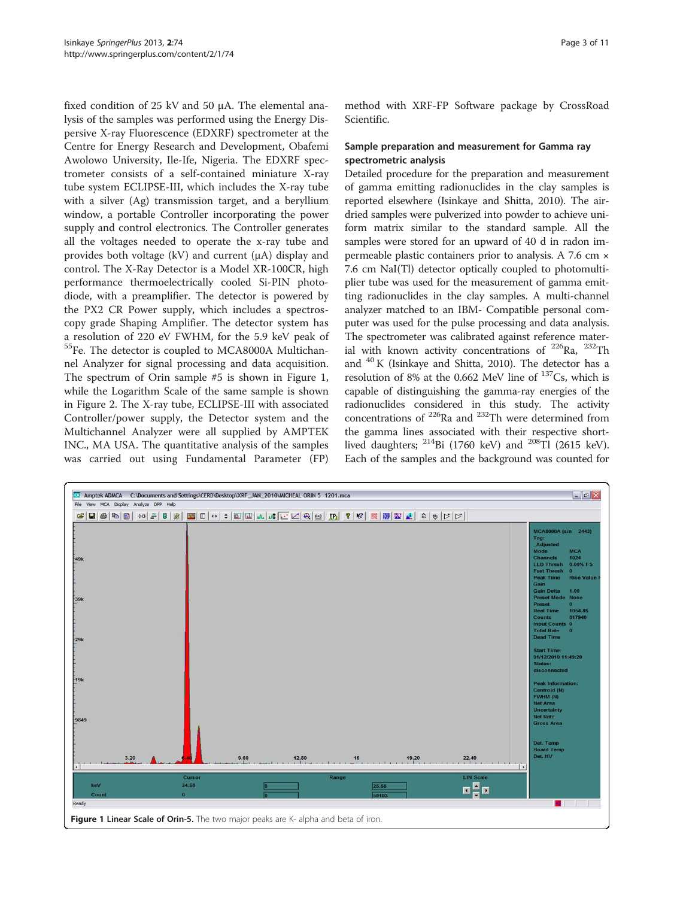fixed condition of 25 kV and 50 μA. The elemental analysis of the samples was performed using the Energy Dispersive X-ray Fluorescence (EDXRF) spectrometer at the Centre for Energy Research and Development, Obafemi Awolowo University, Ile-Ife, Nigeria. The EDXRF spectrometer consists of a self-contained miniature X-ray tube system ECLIPSE-III, which includes the X-ray tube with a silver (Ag) transmission target, and a beryllium window, a portable Controller incorporating the power supply and control electronics. The Controller generates all the voltages needed to operate the x-ray tube and provides both voltage (kV) and current (μA) display and control. The X-Ray Detector is a Model XR-100CR, high performance thermoelectrically cooled Si-PIN photodiode, with a preamplifier. The detector is powered by the PX2 CR Power supply, which includes a spectroscopy grade Shaping Amplifier. The detector system has a resolution of 220 eV FWHM, for the 5.9 keV peak of $^{55}$Fe. The detector is coupled to MCA8000A Multichannel Analyzer for signal processing and data acquisition. The spectrum of Orin sample #5 is shown in Figure 1, while the Logarithm Scale of the same sample is shown in Figure 2. The X-ray tube, ECLIPSE-III with associated Controller/power supply, the Detector system and the Multichannel Analyzer were all supplied by AMPTEK INC., MA USA. The quantitative analysis of the samples was carried out using Fundamental Parameter (FP) method with XRF-FP Software package by CrossRoad Scientific.

## Sample preparation and measurement for Gamma ray spectrometric analysis

Detailed procedure for the preparation and measurement of gamma emitting radionuclides in the clay samples is reported elsewhere (Isinkaye and Shitta, 2010). The air-dried samples were pulverized into powder to achieve uniform matrix similar to the standard sample. All the samples were stored for an upward of 40 d in radon impermeable plastic containers prior to analysis. A 7.6 cm × 7.6 cm NaI(Tl) detector optically coupled to photomultiplier tube was used for the measurement of gamma emitting radionuclides in the clay samples. A multi-channel analyzer matched to an IBM- Compatible personal computer was used for the pulse processing and data analysis. The spectrometer was calibrated against reference material with known activity concentrations of $^{226}$Ra, $^{232}$Th and $^{40}$K (Isinkaye and Shitta, 2010). The detector has a resolution of 8% at the 0.662 MeV line of $^{137}$Cs, which is capable of distinguishing the gamma-ray energies of the radionuclides considered in this study. The activity concentrations of $^{226}$Ra and $^{232}$Th were determined from the gamma lines associated with their respective short-lived daughters; $^{214}$Bi (1760 keV) and $^{208}$Tl (2615 keV). Each of the samples and the background was counted for

**Figure 1 Linear Scale of Orin-5.** The two major peaks are K- alpha and beta of iron.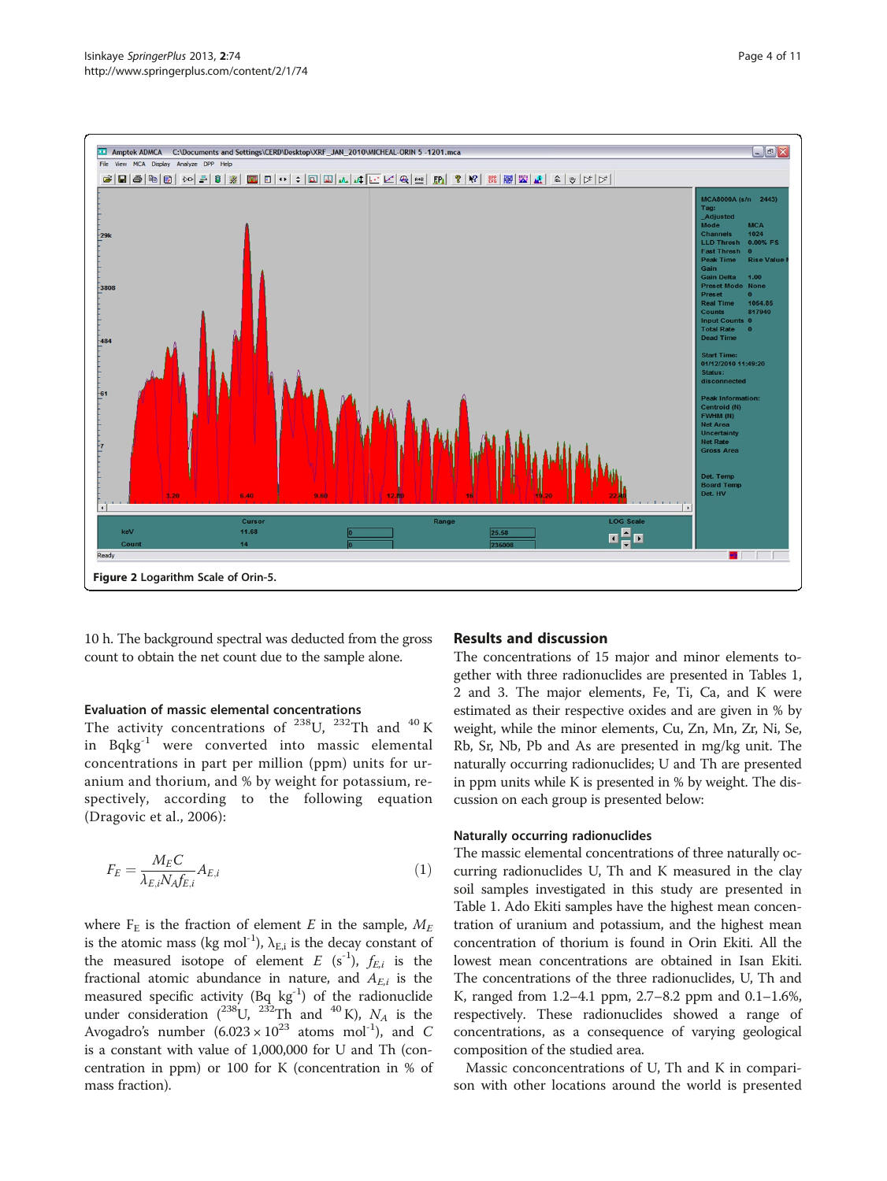Figure 2 Logarithm Scale of Orin-5.

10 h. The background spectral was deducted from the gross count to obtain the net count due to the sample alone.

### Evaluation of massic elemental concentrations

The activity concentrations of $^{238}U$, $^{232}Th$ and $^{40}K$ in $Bqkg^{-1}$ were converted into massic elemental concentrations in part per million (ppm) units for uranium and thorium, and % by weight for potassium, respectively, according to the following equation (Dragovic et al., 2006):

$$F_E = \frac{M_E C}{\lambda_{E,i} N_A f_{E,i}} A_{E,i} \quad (1)$$

where $F_E$ is the fraction of element $E$ in the sample, $M_E$ is the atomic mass (kg $mol^{-1}$), $\lambda_{E,i}$ is the decay constant of the measured isotope of element $E$ ($s^{-1}$), $f_{E,i}$ is the fractional atomic abundance in nature, and $A_{E,i}$ is the measured specific activity (Bq $kg^{-1}$) of the radionuclide under consideration ($^{238}U$, $^{232}Th$ and $^{40}K$), $N_A$ is the Avogadro's number ($6.023 \times 10^{23}$ atoms $mol^{-1}$), and $C$ is a constant with value of 1,000,000 for U and Th (concentration in ppm) or 100 for K (concentration in % of mass fraction).

## Results and discussion

The concentrations of 15 major and minor elements together with three radionuclides are presented in Tables 1, 2 and 3. The major elements, Fe, Ti, Ca, and K were estimated as their respective oxides and are given in % by weight, while the minor elements, Cu, Zn, Mn, Zr, Ni, Se, Rb, Sr, Nb, Pb and As are presented in mg/kg unit. The naturally occurring radionuclides; U and Th are presented in ppm units while K is presented in % by weight. The discussion on each group is presented below:

### Naturally occurring radionuclides

The massic elemental concentrations of three naturally occurring radionuclides U, Th and K measured in the clay soil samples investigated in this study are presented in Table 1. Ado Ekiti samples have the highest mean concentration of uranium and potassium, and the highest mean concentration of thorium is found in Orin Ekiti. All the lowest mean concentrations are obtained in Isan Ekiti. The concentrations of the three radionuclides, U, Th and K, ranged from 1.2–4.1 ppm, 2.7–8.2 ppm and 0.1–1.6%, respectively. These radionuclides showed a range of concentrations, as a consequence of varying geological composition of the studied area.

Massic conconcentrations of U, Th and K in comparison with other locations around the world is presented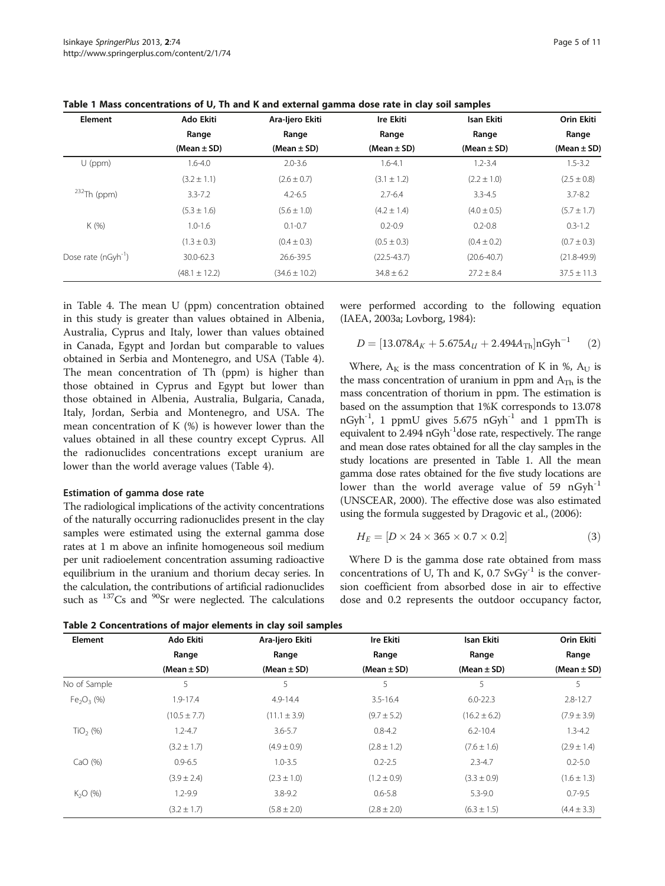**Table 1 Mass concentrations of U, Th and K and external gamma dose rate in clay soil samples**

| Element | Ado Ekiti Range (Mean ± SD) | Ara-Ijero Ekiti Range (Mean ± SD) | Ire Ekiti Range (Mean ± SD) | Isan Ekiti Range (Mean ± SD) | Orin Ekiti Range (Mean ± SD) |
|---|---|---|---|---|---|
| U (ppm) | 1.6-4.0 | 2.0-3.6 | 1.6-4.1 | 1.2-3.4 | 1.5-3.2 |
| | (3.2 ± 1.1) | (2.6 ± 0.7) | (3.1 ± 1.2) | (2.2 ± 1.0) | (2.5 ± 0.8) |
| $^{232}$Th (ppm) | 3.3-7.2 | 4.2-6.5 | 2.7-6.4 | 3.3-4.5 | 3.7-8.2 |
| | (5.3 ± 1.6) | (5.6 ± 1.0) | (4.2 ± 1.4) | (4.0 ± 0.5) | (5.7 ± 1.7) |
| K (%) | 1.0-1.6 | 0.1-0.7 | 0.2-0.9 | 0.2-0.8 | 0.3-1.2 |
| | (1.3 ± 0.3) | (0.4 ± 0.3) | (0.5 ± 0.3) | (0.4 ± 0.2) | (0.7 ± 0.3) |
| Dose rate (nGyh$^{-1}$) | 30.0-62.3 | 26.6-39.5 | (22.5-43.7) | (20.6-40.7) | (21.8-49.9) |
| | (48.1 ± 12.2) | (34.6 ± 10.2) | 34.8 ± 6.2 | 27.2 ± 8.4 | 37.5 ± 11.3 |

in Table 4. The mean U (ppm) concentration obtained in this study is greater than values obtained in Albenia, Australia, Cyprus and Italy, lower than values obtained in Canada, Egypt and Jordan but comparable to values obtained in Serbia and Montenegro, and USA (Table 4). The mean concentration of Th (ppm) is higher than those obtained in Cyprus and Egypt but lower than those obtained in Albenia, Australia, Bulgaria, Canada, Italy, Jordan, Serbia and Montenegro, and USA. The mean concentration of K (%) is however lower than the values obtained in all these country except Cyprus. All the radionuclides concentrations except uranium are lower than the world average values (Table 4).

### Estimation of gamma dose rate

The radiological implications of the activity concentrations of the naturally occurring radionuclides present in the clay samples were estimated using the external gamma dose rates at 1 m above an infinite homogeneous soil medium per unit radioelement concentration assuming radioactive equilibrium in the uranium and thorium decay series. In the calculation, the contributions of artificial radionuclides such as $^{137}$Cs and $^{90}$Sr were neglected. The calculations were performed according to the following equation (IAEA, 2003a; Lovborg, 1984):

$$D = [13.078A_K + 5.675A_U + 2.494A_{Th}]\text{nGyh}^{-1} \quad (2)$$

Where, $A_K$ is the mass concentration of K in %, $A_U$ is the mass concentration of uranium in ppm and $A_{Th}$ is the mass concentration of thorium in ppm. The estimation is based on the assumption that 1%K corresponds to 13.078 nGyh$^{-1}$, 1 ppmU gives 5.675 nGyh$^{-1}$ and 1 ppmTh is equivalent to 2.494 nGyh$^{-1}$dose rate, respectively. The range and mean dose rates obtained for all the clay samples in the study locations are presented in Table 1. All the mean gamma dose rates obtained for the five study locations are lower than the world average value of 59 nGyh$^{-1}$ (UNSCEAR, 2000). The effective dose was also estimated using the formula suggested by Dragovic et al., (2006):

$$H_E = [D \times 24 \times 365 \times 0.7 \times 0.2] \quad (3)$$

Where D is the gamma dose rate obtained from mass concentrations of U, Th and K, 0.7 SvGy$^{-1}$ is the conversion coefficient from absorbed dose in air to effective dose and 0.2 represents the outdoor occupancy factor,

**Table 2 Concentrations of major elements in clay soil samples**

| Element | Ado Ekiti Range (Mean ± SD) | Ara-Ijero Ekiti Range (Mean ± SD) | Ire Ekiti Range (Mean ± SD) | Isan Ekiti Range (Mean ± SD) | Orin Ekiti Range (Mean ± SD) |
|---|---|---|---|---|---|
| No of Sample | 5 | 5 | 5 | 5 | 5 |
| $Fe_2O_3$ (%) | 1.9-17.4 | 4.9-14.4 | 3.5-16.4 | 6.0-22.3 | 2.8-12.7 |
| | (10.5 ± 7.7) | (11.1 ± 3.9) | (9.7 ± 5.2) | (16.2 ± 6.2) | (7.9 ± 3.9) |
| $TiO_2$ (%) | 1.2-4.7 | 3.6-5.7 | 0.8-4.2 | 6.2-10.4 | 1.3-4.2 |
| | (3.2 ± 1.7) | (4.9 ± 0.9) | (2.8 ± 1.2) | (7.6 ± 1.6) | (2.9 ± 1.4) |
| CaO (%) | 0.9-6.5 | 1.0-3.5 | 0.2-2.5 | 2.3-4.7 | 0.2-5.0 |
| | (3.9 ± 2.4) | (2.3 ± 1.0) | (1.2 ± 0.9) | (3.3 ± 0.9) | (1.6 ± 1.3) |
| $K_2O$ (%) | 1.2-9.9 | 3.8-9.2 | 0.6-5.8 | 5.3-9.0 | 0.7-9.5 |
| | (3.2 ± 1.7) | (5.8 ± 2.0) | (2.8 ± 2.0) | (6.3 ± 1.5) | (4.4 ± 3.3) |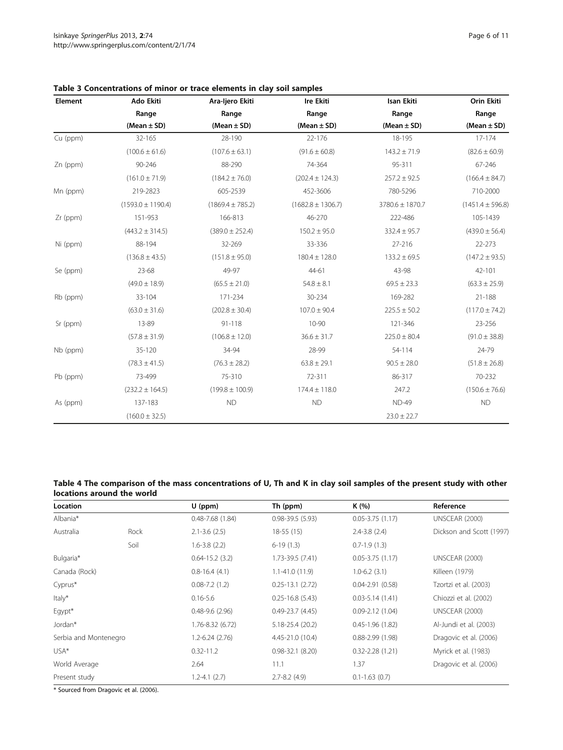**Table 3 Concentrations of minor or trace elements in clay soil samples**

| Element | Ado Ekiti | Ara-Ijero Ekiti | Ire Ekiti | Isan Ekiti | Orin Ekiti |
|---|---|---|---|---|---|
| | Range | Range | Range | Range | Range |
| | (Mean ± SD) | (Mean ± SD) | (Mean ± SD) | (Mean ± SD) | (Mean ± SD) |
| Cu (ppm) | 32-165 | 28-190 | 22-176 | 18-195 | 17-174 |
| | (100.6 ± 61.6) | (107.6 ± 63.1) | (91.6 ± 60.8) | 143.2 ± 71.9 | (82.6 ± 60.9) |
| Zn (ppm) | 90-246 | 88-290 | 74-364 | 95-311 | 67-246 |
| | (161.0 ± 71.9) | (184.2 ± 76.0) | (202.4 ± 124.3) | 257.2 ± 92.5 | (166.4 ± 84.7) |
| Mn (ppm) | 219-2823 | 605-2539 | 452-3606 | 780-5296 | 710-2000 |
| | (1593.0 ± 1190.4) | (1869.4 ± 785.2) | (1682.8 ± 1306.7) | 3780.6 ± 1870.7 | (1451.4 ± 596.8) |
| Zr (ppm) | 151-953 | 166-813 | 46-270 | 222-486 | 105-1439 |
| | (443.2 ± 314.5) | (389.0 ± 252.4) | 150.2 ± 95.0 | 332.4 ± 95.7 | (439.0 ± 56.4) |
| Ni (ppm) | 88-194 | 32-269 | 33-336 | 27-216 | 22-273 |
| | (136.8 ± 43.5) | (151.8 ± 95.0) | 180.4 ± 128.0 | 133.2 ± 69.5 | (147.2 ± 93.5) |
| Se (ppm) | 23-68 | 49-97 | 44-61 | 43-98 | 42-101 |
| | (49.0 ± 18.9) | (65.5 ± 21.0) | 54.8 ± 8.1 | 69.5 ± 23.3 | (63.3 ± 25.9) |
| Rb (ppm) | 33-104 | 171-234 | 30-234 | 169-282 | 21-188 |
| | (63.0 ± 31.6) | (202.8 ± 30.4) | 107.0 ± 90.4 | 225.5 ± 50.2 | (117.0 ± 74.2) |
| Sr (ppm) | 13-89 | 91-118 | 10-90 | 121-346 | 23-256 |
| | (57.8 ± 31.9) | (106.8 ± 12.0) | 36.6 ± 31.7 | 225.0 ± 80.4 | (91.0 ± 38.8) |
| Nb (ppm) | 35-120 | 34-94 | 28-99 | 54-114 | 24-79 |
| | (78.3 ± 41.5) | (76.3 ± 28.2) | 63.8 ± 29.1 | 90.5 ± 28.0 | (51.8 ± 26.8) |
| Pb (ppm) | 73-499 | 75-310 | 72-311 | 86-317 | 70-232 |
| | (232.2 ± 164.5) | (199.8 ± 100.9) | 174.4 ± 118.0 | 247.2 | (150.6 ± 76.6) |
| As (ppm) | 137-183 | ND | ND | ND-49 | ND |
| | (160.0 ± 32.5) | | | 23.0 ± 22.7 | |

**Table 4 The comparison of the mass concentrations of U, Th and K in clay soil samples of the present study with other locations around the world**

| Location | | U (ppm) | Th (ppm) | K (%) | Reference |
|---|---|---|---|---|---|
| Albania* | | 0.48-7.68 (1.84) | 0.98-39.5 (5.93) | 0.05-3.75 (1.17) | UNSCEAR (2000) |
| Australia | Rock | 2.1-3.6 (2.5) | 18-55 (15) | 2.4-3.8 (2.4) | Dickson and Scott (1997) |
| | Soil | 1.6-3.8 (2.2) | 6-19 (1.3) | 0.7-1.9 (1.3) | |
| Bulgaria* | | 0.64-15.2 (3.2) | 1.73-39.5 (7.41) | 0.05-3.75 (1.17) | UNSCEAR (2000) |
| Canada (Rock) | | 0.8-16.4 (4.1) | 1.1-41.0 (11.9) | 1.0-6.2 (3.1) | Killeen (1979) |
| Cyprus* | | 0.08-7.2 (1.2) | 0.25-13.1 (2.72) | 0.04-2.91 (0.58) | Tzortzi et al. (2003) |
| Italy* | | 0.16-5.6 | 0.25-16.8 (5.43) | 0.03-5.14 (1.41) | Chiozzi et al. (2002) |
| Egypt* | | 0.48-9.6 (2.96) | 0.49-23.7 (4.45) | 0.09-2.12 (1.04) | UNSCEAR (2000) |
| Jordan* | | 1.76-8.32 (6.72) | 5.18-25.4 (20.2) | 0.45-1.96 (1.82) | Al-Jundi et al. (2003) |
| Serbia and Montenegro | | 1.2-6.24 (2.76) | 4.45-21.0 (10.4) | 0.88-2.99 (1.98) | Dragovic et al. (2006) |
| USA* | | 0.32-11.2 | 0.98-32.1 (8.20) | 0.32-2.28 (1.21) | Myrick et al. (1983) |
| World Average | | 2.64 | 11.1 | 1.37 | Dragovic et al. (2006) |
| Present study | | 1.2-4.1 (2.7) | 2.7-8.2 (4.9) | 0.1-1.63 (0.7) | |

* Sourced from Dragovic et al. (2006).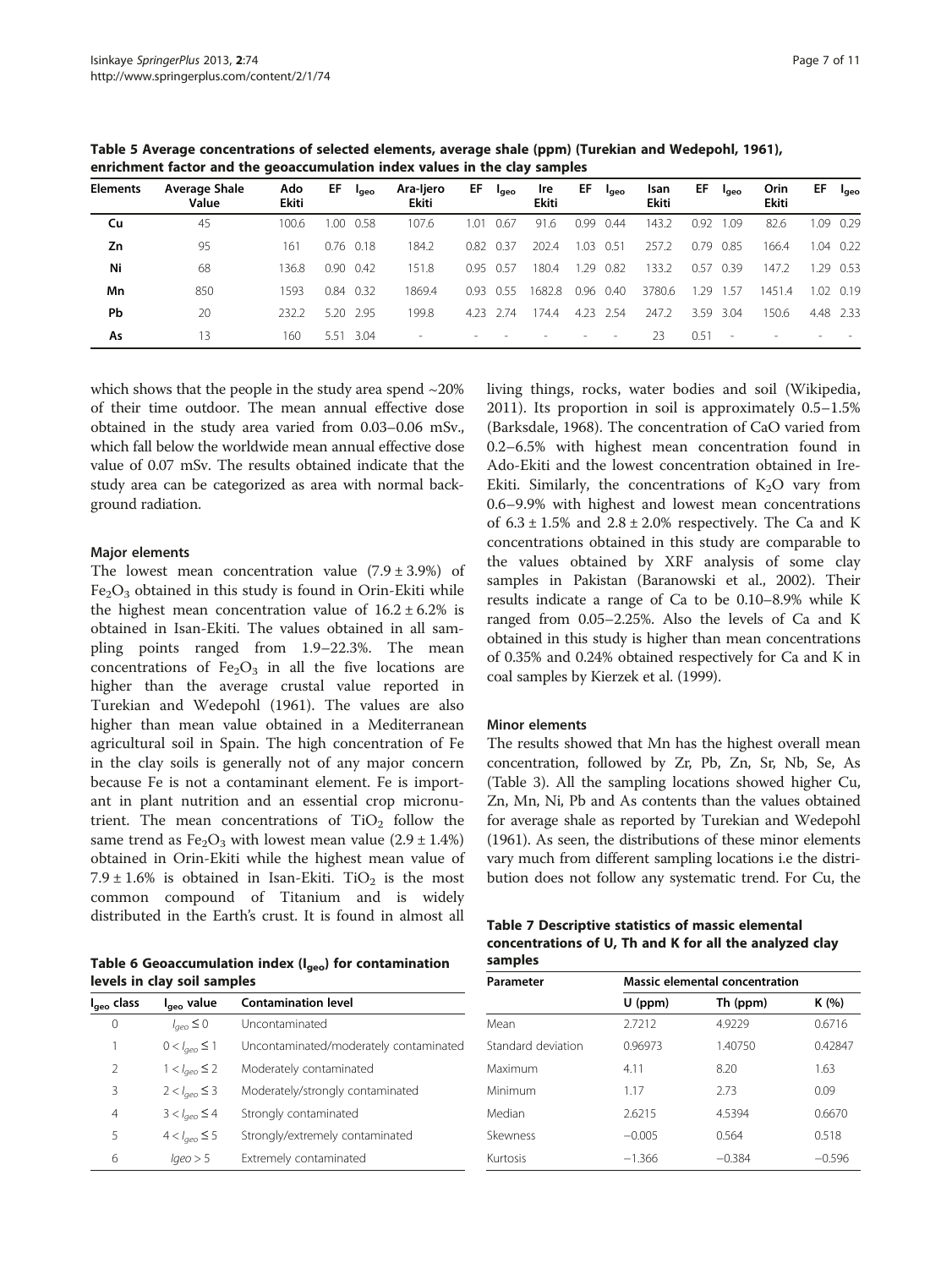**Table 5 Average concentrations of selected elements, average shale (ppm) (Turekian and Wedepohl, 1961), enrichment factor and the geoaccumulation index values in the clay samples**

| Elements | Average Shale Value | Ado Ekiti | EF | $I_{geo}$ | Ara-Ijero Ekiti | EF | $I_{geo}$ | Ire Ekiti | EF | $I_{geo}$ | Isan Ekiti | EF | $I_{geo}$ | Orin Ekiti | EF | $I_{geo}$ |
|---|---|---|---|---|---|---|---|---|---|---|---|---|---|---|---|---|
| Cu | 45 | 100.6 | 1.00 | 0.58 | 107.6 | 1.01 | 0.67 | 91.6 | 0.99 | 0.44 | 143.2 | 0.92 | 1.09 | 82.6 | 1.09 | 0.29 |
| Zn | 95 | 161 | 0.76 | 0.18 | 184.2 | 0.82 | 0.37 | 202.4 | 1.03 | 0.51 | 257.2 | 0.79 | 0.85 | 166.4 | 1.04 | 0.22 |
| Ni | 68 | 136.8 | 0.90 | 0.42 | 151.8 | 0.95 | 0.57 | 180.4 | 1.29 | 0.82 | 133.2 | 0.57 | 0.39 | 147.2 | 1.29 | 0.53 |
| Mn | 850 | 1593 | 0.84 | 0.32 | 1869.4 | 0.93 | 0.55 | 1682.8 | 0.96 | 0.40 | 3780.6 | 1.29 | 1.57 | 1451.4 | 1.02 | 0.19 |
| Pb | 20 | 232.2 | 5.20 | 2.95 | 199.8 | 4.23 | 2.74 | 174.4 | 4.23 | 2.54 | 247.2 | 3.59 | 3.04 | 150.6 | 4.48 | 2.33 |
| As | 13 | 160 | 5.51 | 3.04 | - | - | - | - | - | - | 23 | 0.51 | - | - | - | - |

which shows that the people in the study area spend ~20% of their time outdoor. The mean annual effective dose obtained in the study area varied from 0.03–0.06 mSv., which fall below the worldwide mean annual effective dose value of 0.07 mSv. The results obtained indicate that the study area can be categorized as area with normal background radiation.

### Major elements

The lowest mean concentration value (7.9 ± 3.9%) of $Fe_2O_3$ obtained in this study is found in Orin-Ekiti while the highest mean concentration value of 16.2 ± 6.2% is obtained in Isan-Ekiti. The values obtained in all sampling points ranged from 1.9–22.3%. The mean concentrations of $Fe_2O_3$ in all the five locations are higher than the average crustal value reported in Turekian and Wedepohl (1961). The values are also higher than mean value obtained in a Mediterranean agricultural soil in Spain. The high concentration of Fe in the clay soils is generally not of any major concern because Fe is not a contaminant element. Fe is important in plant nutrition and an essential crop micronutrient. The mean concentrations of $TiO_2$ follow the same trend as $Fe_2O_3$ with lowest mean value (2.9 ± 1.4%) obtained in Orin-Ekiti while the highest mean value of 7.9 ± 1.6% is obtained in Isan-Ekiti. $TiO_2$ is the most common compound of Titanium and is widely distributed in the Earth's crust. It is found in almost all living things, rocks, water bodies and soil (Wikipedia, 2011). Its proportion in soil is approximately 0.5–1.5% (Barksdale, 1968). The concentration of CaO varied from 0.2–6.5% with highest mean concentration found in Ado-Ekiti and the lowest concentration obtained in Ire-Ekiti. Similarly, the concentrations of $K_2O$ vary from 0.6–9.9% with highest and lowest mean concentrations of 6.3 ± 1.5% and 2.8 ± 2.0% respectively. The Ca and K concentrations obtained in this study are comparable to the values obtained by XRF analysis of some clay samples in Pakistan (Baranowski et al., 2002). Their results indicate a range of Ca to be 0.10–8.9% while K ranged from 0.05–2.25%. Also the levels of Ca and K obtained in this study is higher than mean concentrations of 0.35% and 0.24% obtained respectively for Ca and K in coal samples by Kierzek et al. (1999).

**Table 6 Geoaccumulation index ($I_{geo}$) for contamination levels in clay soil samples**

| $I_{geo}$ class | $I_{geo}$ value | Contamination level |
|---|---|---|
| 0 | $I_{geo} \leq 0$ | Uncontaminated |
| 1 | $0 < I_{geo} \leq 1$ | Uncontaminated/moderately contaminated |
| 2 | $1 < I_{geo} \leq 2$ | Moderately contaminated |
| 3 | $2 < I_{geo} \leq 3$ | Moderately/strongly contaminated |
| 4 | $3 < I_{geo} \leq 4$ | Strongly contaminated |
| 5 | $4 < I_{geo} \leq 5$ | Strongly/extremely contaminated |
| 6 | $Igeo > 5$ | Extremely contaminated |

### Minor elements

The results showed that Mn has the highest overall mean concentration, followed by Zr, Pb, Zn, Sr, Nb, Se, As (Table 3). All the sampling locations showed higher Cu, Zn, Mn, Ni, Pb and As contents than the values obtained for average shale as reported by Turekian and Wedepohl (1961). As seen, the distributions of these minor elements vary much from different sampling locations i.e the distribution does not follow any systematic trend. For Cu, the

**Table 7 Descriptive statistics of massic elemental concentrations of U, Th and K for all the analyzed clay samples**

| Parameter | Massic elemental concentration | | |
|---|---|---|---|
| | U (ppm) | Th (ppm) | K (%) |
| Mean | 2.7212 | 4.9229 | 0.6716 |
| Standard deviation | 0.96973 | 1.40750 | 0.42847 |
| Maximum | 4.11 | 8.20 | 1.63 |
| Minimum | 1.17 | 2.73 | 0.09 |
| Median | 2.6215 | 4.5394 | 0.6670 |
| Skewness | −0.005 | 0.564 | 0.518 |
| Kurtosis | −1.366 | −0.384 | −0.596 |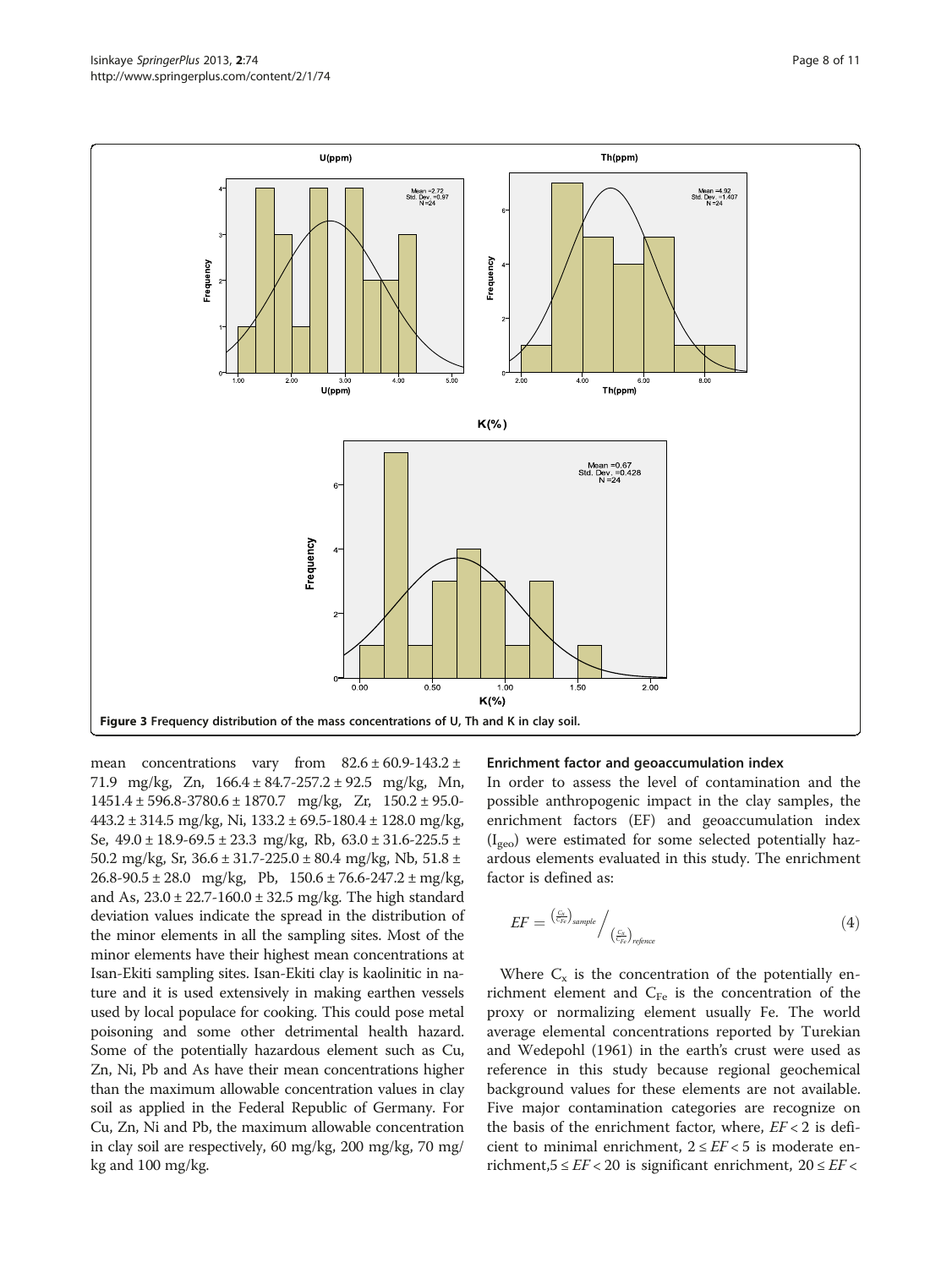Figure 3 Frequency distribution of the mass concentrations of U, Th and K in clay soil.

mean concentrations vary from 82.6 ± 60.9-143.2 ± 71.9 mg/kg, Zn, 166.4 ± 84.7-257.2 ± 92.5 mg/kg, Mn, 1451.4 ± 596.8-3780.6 ± 1870.7 mg/kg, Zr, 150.2 ± 95.0-443.2 ± 314.5 mg/kg, Ni, 133.2 ± 69.5-180.4 ± 128.0 mg/kg, Se, 49.0 ± 18.9-69.5 ± 23.3 mg/kg, Rb, 63.0 ± 31.6-225.5 ± 50.2 mg/kg, Sr, 36.6 ± 31.7-225.0 ± 80.4 mg/kg, Nb, 51.8 ± 26.8-90.5 ± 28.0 mg/kg, Pb, 150.6 ± 76.6-247.2 ± mg/kg, and As, 23.0 ± 22.7-160.0 ± 32.5 mg/kg. The high standard deviation values indicate the spread in the distribution of the minor elements in all the sampling sites. Most of the minor elements have their highest mean concentrations at Isan-Ekiti sampling sites. Isan-Ekiti clay is kaolinitic in nature and it is used extensively in making earthen vessels used by local populace for cooking. This could pose metal poisoning and some other detrimental health hazard. Some of the potentially hazardous element such as Cu, Zn, Ni, Pb and As have their mean concentrations higher than the maximum allowable concentration values in clay soil as applied in the Federal Republic of Germany. For Cu, Zn, Ni and Pb, the maximum allowable concentration in clay soil are respectively, 60 mg/kg, 200 mg/kg, 70 mg/kg and 100 mg/kg.

### Enrichment factor and geoaccumulation index

In order to assess the level of contamination and the possible anthropogenic impact in the clay samples, the enrichment factors (EF) and geoaccumulation index ($I_{geo}$) were estimated for some selected potentially hazardous elements evaluated in this study. The enrichment factor is defined as:

$$EF = \left(\frac{C_x}{C_{Fe}}\right)_{sample} \Big/ \left(\frac{C_x}{C_{Fe}}\right)_{refence} \tag{4}$$

Where $C_x$ is the concentration of the potentially enrichment element and $C_{Fe}$ is the concentration of the proxy or normalizing element usually Fe. The world average elemental concentrations reported by Turekian and Wedepohl (1961) in the earth's crust were used as reference in this study because regional geochemical background values for these elements are not available. Five major contamination categories are recognize on the basis of the enrichment factor, where, $EF < 2$ is deficient to minimal enrichment, $2 \leq EF < 5$ is moderate enrichment, $5 \leq EF < 20$ is significant enrichment, $20 \leq EF <$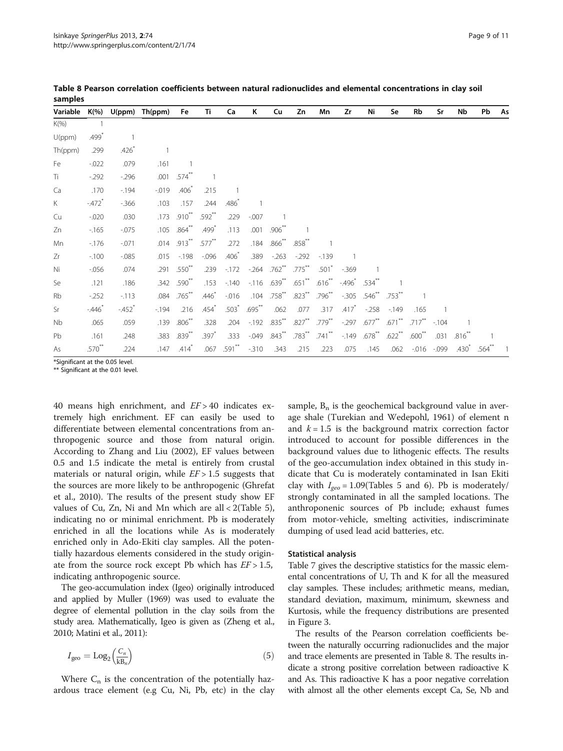**Table 8 Pearson correlation coefficients between natural radionuclides and elemental concentrations in clay soil samples**

| Variable | K(%) | U(ppm) | Th(ppm) | Fe | Ti | Ca | K | Cu | Zn | Mn | Zr | Ni | Se | Rb | Sr | Nb | Pb | As |
|---|---|---|---|---|---|---|---|---|---|---|---|---|---|---|---|---|---|---|
| K(%) | 1 | | | | | | | | | | | | | | | | | |
| U(ppm) | .499* | 1 | | | | | | | | | | | | | | | | |
| Th(ppm) | .299 | .426* | 1 | | | | | | | | | | | | | | | |
| Fe | -.022 | .079 | .161 | 1 | | | | | | | | | | | | | | |
| Ti | -.292 | -.296 | .001 | .574** | 1 | | | | | | | | | | | | | |
| Ca | .170 | -.194 | -.019 | .406* | .215 | 1 | | | | | | | | | | | | |
| K | -.472* | -.366 | .103 | .157 | .244 | .486* | 1 | | | | | | | | | | | |
| Cu | -.020 | .030 | .173 | .910** | .592** | .229 | -.007 | 1 | | | | | | | | | | |
| Zn | -.165 | -.075 | .105 | .864** | .499* | .113 | .001 | .906** | 1 | | | | | | | | | |
| Mn | -.176 | -.071 | .014 | .913** | .577** | .272 | .184 | .866** | .858** | 1 | | | | | | | | |
| Zr | -.100 | -.085 | .015 | -.198 | -.096 | .406* | .389 | -.263 | -.292 | -.139 | 1 | | | | | | | |
| Ni | -.056 | .074 | .291 | .550** | .239 | -.172 | -.264 | .762** | .775** | .501* | -.369 | 1 | | | | | | |
| Se | .121 | .186 | .342 | .590** | .153 | -.140 | -.116 | .639** | .651** | .616** | -.496* | .534** | 1 | | | | | |
| Rb | -.252 | -.113 | .084 | .765** | .446* | -.016 | .104 | .758** | .823** | .796** | -.305 | .546** | .753** | 1 | | | | |
| Sr | -.446* | -.452* | -.194 | .216 | .454* | .503* | .695** | .062 | .077 | .317 | .417* | -.258 | -.149 | .165 | 1 | | | |
| Nb | .065 | .059 | .139 | .806** | .328 | .204 | -.192 | .835** | .827** | .779** | -.297 | .677** | .671** | .717** | -.104 | 1 | | |
| Pb | .161 | .248 | .383 | .839** | .397* | .333 | -.049 | .843** | .783** | .741** | -.149 | .678** | .622** | .600** | .031 | .816** | 1 | |
| As | .570** | .224 | .147 | .414* | .067 | .591** | -.310 | .343 | .215 | .223 | .075 | .145 | .062 | -.016 | -.099 | .430* | .564** | 1 |

*Significant at the 0.05 level.
** Significant at the 0.01 level.

40 means high enrichment, and $EF > 40$ indicates extremely high enrichment. EF can easily be used to differentiate between elemental concentrations from anthropogenic source and those from natural origin. According to Zhang and Liu (2002), EF values between 0.5 and 1.5 indicate the metal is entirely from crustal materials or natural origin, while $EF > 1.5$ suggests that the sources are more likely to be anthropogenic (Ghrefat et al., 2010). The results of the present study show EF values of Cu, Zn, Ni and Mn which are all < 2(Table 5), indicating no or minimal enrichment. Pb is moderately enriched in all the locations while As is moderately enriched only in Ado-Ekiti clay samples. All the potentially hazardous elements considered in the study originate from the source rock except Pb which has $EF > 1.5$, indicating anthropogenic source.

The geo-accumulation index (Igeo) originally introduced and applied by Muller (1969) was used to evaluate the degree of elemental pollution in the clay soils from the study area. Mathematically, Igeo is given as (Zheng et al., 2010; Matini et al., 2011):

$$I_{\text{geo}} = \text{Log}_2\left(\frac{C_n}{\text{k}B_n}\right) \tag{5}$$

Where $C_n$ is the concentration of the potentially hazardous trace element (e.g Cu, Ni, Pb, etc) in the clay sample, $B_n$ is the geochemical background value in average shale (Turekian and Wedepohl, 1961) of element n and $k = 1.5$ is the background matrix correction factor introduced to account for possible differences in the background values due to lithogenic effects. The results of the geo-accumulation index obtained in this study indicate that Cu is moderately contaminated in Isan Ekiti clay with $I_{geo} = 1.09$(Tables 5 and 6). Pb is moderately/strongly contaminated in all the sampled locations. The anthroponenic sources of Pb include; exhaust fumes from motor-vehicle, smelting activities, indiscriminate dumping of used lead acid batteries, etc.

#### Statistical analysis

Table 7 gives the descriptive statistics for the massic elemental concentrations of U, Th and K for all the measured clay samples. These includes; arithmetic means, median, standard deviation, maximum, minimum, skewness and Kurtosis, while the frequency distributions are presented in Figure 3.

The results of the Pearson correlation coefficients between the naturally occurring radionuclides and the major and trace elements are presented in Table 8. The results indicate a strong positive correlation between radioactive K and As. This radioactive K has a poor negative correlation with almost all the other elements except Ca, Se, Nb and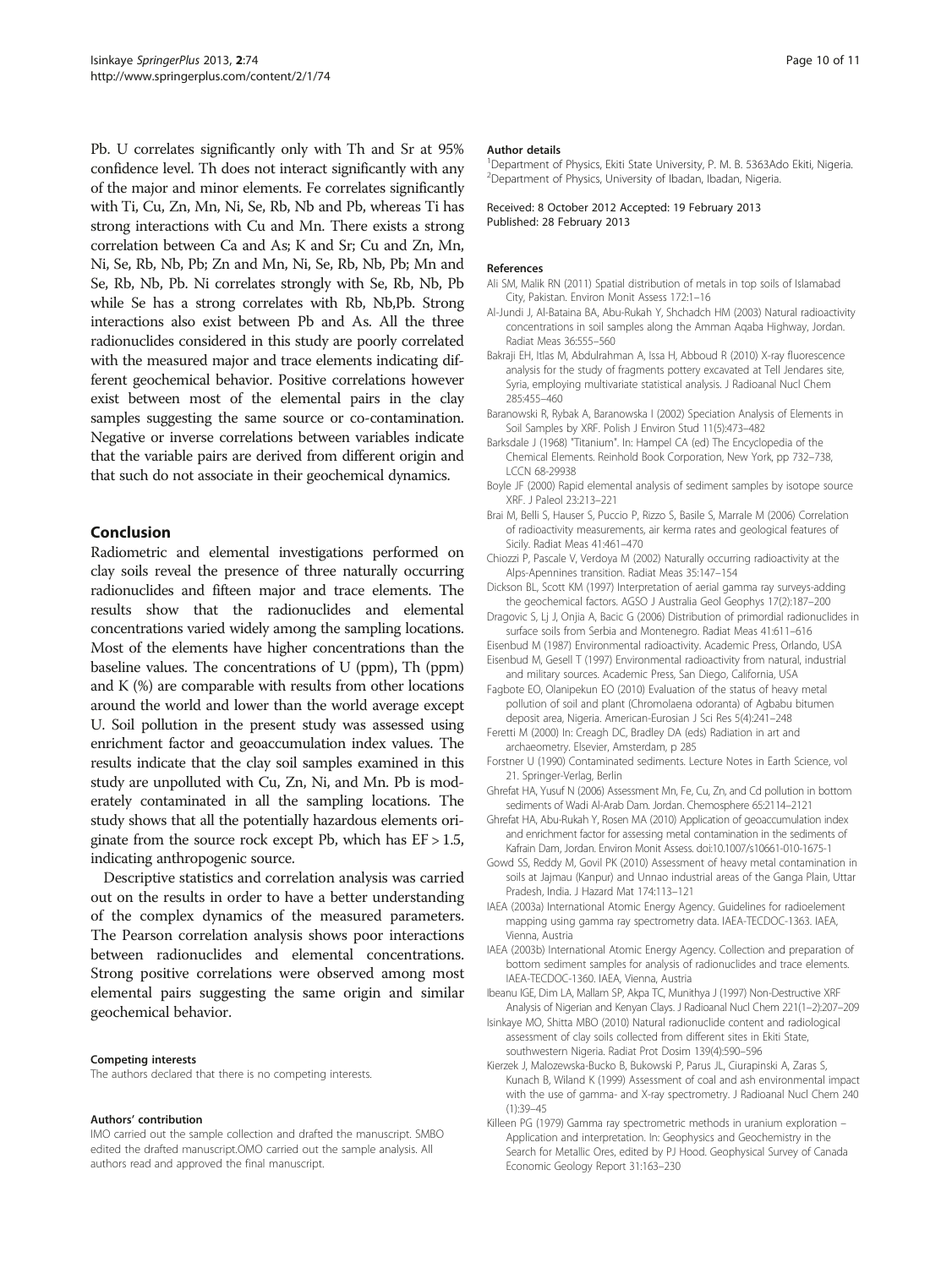Pb. U correlates significantly only with Th and Sr at 95% confidence level. Th does not interact significantly with any of the major and minor elements. Fe correlates significantly with Ti, Cu, Zn, Mn, Ni, Se, Rb, Nb and Pb, whereas Ti has strong interactions with Cu and Mn. There exists a strong correlation between Ca and As; K and Sr; Cu and Zn, Mn, Ni, Se, Rb, Nb, Pb; Zn and Mn, Ni, Se, Rb, Nb, Pb; Mn and Se, Rb, Nb, Pb. Ni correlates strongly with Se, Rb, Nb, Pb while Se has a strong correlates with Rb, Nb,Pb. Strong interactions also exist between Pb and As. All the three radionuclides considered in this study are poorly correlated with the measured major and trace elements indicating different geochemical behavior. Positive correlations however exist between most of the elemental pairs in the clay samples suggesting the same source or co-contamination. Negative or inverse correlations between variables indicate that the variable pairs are derived from different origin and that such do not associate in their geochemical dynamics.

## Conclusion

Radiometric and elemental investigations performed on clay soils reveal the presence of three naturally occurring radionuclides and fifteen major and trace elements. The results show that the radionuclides and elemental concentrations varied widely among the sampling locations. Most of the elements have higher concentrations than the baseline values. The concentrations of U (ppm), Th (ppm) and K (%) are comparable with results from other locations around the world and lower than the world average except U. Soil pollution in the present study was assessed using enrichment factor and geoaccumulation index values. The results indicate that the clay soil samples examined in this study are unpolluted with Cu, Zn, Ni, and Mn. Pb is moderately contaminated in all the sampling locations. The study shows that all the potentially hazardous elements originate from the source rock except Pb, which has EF > 1.5, indicating anthropogenic source.

Descriptive statistics and correlation analysis was carried out on the results in order to have a better understanding of the complex dynamics of the measured parameters. The Pearson correlation analysis shows poor interactions between radionuclides and elemental concentrations. Strong positive correlations were observed among most elemental pairs suggesting the same origin and similar geochemical behavior.

#### Competing interests

The authors declared that there is no competing interests.

#### Authors' contribution

IMO carried out the sample collection and drafted the manuscript. SMBO edited the drafted manuscript.OMO carried out the sample analysis. All authors read and approved the final manuscript.

#### Author details

[1]Department of Physics, Ekiti State University, P. M. B. 5363Ado Ekiti, Nigeria. [2]Department of Physics, University of Ibadan, Ibadan, Nigeria.

Received: 8 October 2012 Accepted: 19 February 2013
Published: 28 February 2013

#### References

- Ali SM, Malik RN (2011) Spatial distribution of metals in top soils of Islamabad City, Pakistan. Environ Monit Assess 172:1–16
- Al-Jundi J, Al-Bataina BA, Abu-Rukah Y, Shchadch HM (2003) Natural radioactivity concentrations in soil samples along the Amman Aqaba Highway, Jordan. Radiat Meas 36:555–560
- Bakraji EH, Itlas M, Abdulrahman A, Issa H, Abboud R (2010) X-ray fluorescence analysis for the study of fragments pottery excavated at Tell Jendares site, Syria, employing multivariate statistical analysis. J Radioanal Nucl Chem 285:455–460
- Baranowski R, Rybak A, Baranowska I (2002) Speciation Analysis of Elements in Soil Samples by XRF. Polish J Environ Stud 11(5):473–482
- Barksdale J (1968) "Titanium". In: Hampel CA (ed) The Encyclopedia of the Chemical Elements. Reinhold Book Corporation, New York, pp 732–738, LCCN 68-29938
- Boyle JF (2000) Rapid elemental analysis of sediment samples by isotope source XRF. J Paleol 23:213–221
- Brai M, Belli S, Hauser S, Puccio P, Rizzo S, Basile S, Marrale M (2006) Correlation of radioactivity measurements, air kerma rates and geological features of Sicily. Radiat Meas 41:461–470
- Chiozzi P, Pascale V, Verdoya M (2002) Naturally occurring radioactivity at the Alps-Apennines transition. Radiat Meas 35:147–154
- Dickson BL, Scott KM (1997) Interpretation of aerial gamma ray surveys-adding the geochemical factors. AGSO J Australia Geol Geophys 17(2):187–200
- Dragovic S, Lj J, Onjia A, Bacic G (2006) Distribution of primordial radionuclides in surface soils from Serbia and Montenegro. Radiat Meas 41:611–616
- Eisenbud M (1987) Environmental radioactivity. Academic Press, Orlando, USA
- Eisenbud M, Gesell T (1997) Environmental radioactivity from natural, industrial and military sources. Academic Press, San Diego, California, USA
- Fagbote EO, Olanipekun EO (2010) Evaluation of the status of heavy metal pollution of soil and plant (Chromolaena odoranta) of Agbabu bitumen deposit area, Nigeria. American-Eurosian J Sci Res 5(4):241–248
- Feretti M (2000) In: Creagh DC, Bradley DA (eds) Radiation in art and archaeometry. Elsevier, Amsterdam, p 285
- Forstner U (1990) Contaminated sediments. Lecture Notes in Earth Science, vol 21. Springer-Verlag, Berlin
- Ghrefat HA, Yusuf N (2006) Assessment Mn, Fe, Cu, Zn, and Cd pollution in bottom sediments of Wadi Al-Arab Dam. Jordan. Chemosphere 65:2114–2121
- Ghrefat HA, Abu-Rukah Y, Rosen MA (2010) Application of geoaccumulation index and enrichment factor for assessing metal contamination in the sediments of Kafrain Dam, Jordan. Environ Monit Assess. doi:10.1007/s10661-010-1675-1
- Gowd SS, Reddy M, Govil PK (2010) Assessment of heavy metal contamination in soils at Jajmau (Kanpur) and Unnao industrial areas of the Ganga Plain, Uttar Pradesh, India. J Hazard Mat 174:113–121
- IAEA (2003a) International Atomic Energy Agency. Guidelines for radioelement mapping using gamma ray spectrometry data. IAEA-TECDOC-1363. IAEA, Vienna, Austria
- IAEA (2003b) International Atomic Energy Agency. Collection and preparation of bottom sediment samples for analysis of radionuclides and trace elements. IAEA-TECDOC-1360. IAEA, Vienna, Austria
- Ibeanu IGE, Dim LA, Mallam SP, Akpa TC, Munithya J (1997) Non-Destructive XRF Analysis of Nigerian and Kenyan Clays. J Radioanal Nucl Chem 221(1–2):207–209
- Isinkaye MO, Shitta MBO (2010) Natural radionuclide content and radiological assessment of clay soils collected from different sites in Ekiti State, southwestern Nigeria. Radiat Prot Dosim 139(4):590–596
- Kierzek J, Malozewska-Bucko B, Bukowski P, Parus JL, Ciurapinski A, Zaras S, Kunach B, Wiland K (1999) Assessment of coal and ash environmental impact with the use of gamma- and X-ray spectrometry. J Radioanal Nucl Chem 240 (1):39–45
- Killeen PG (1979) Gamma ray spectrometric methods in uranium exploration – Application and interpretation. In: Geophysics and Geochemistry in the Search for Metallic Ores, edited by PJ Hood. Geophysical Survey of Canada Economic Geology Report 31:163–230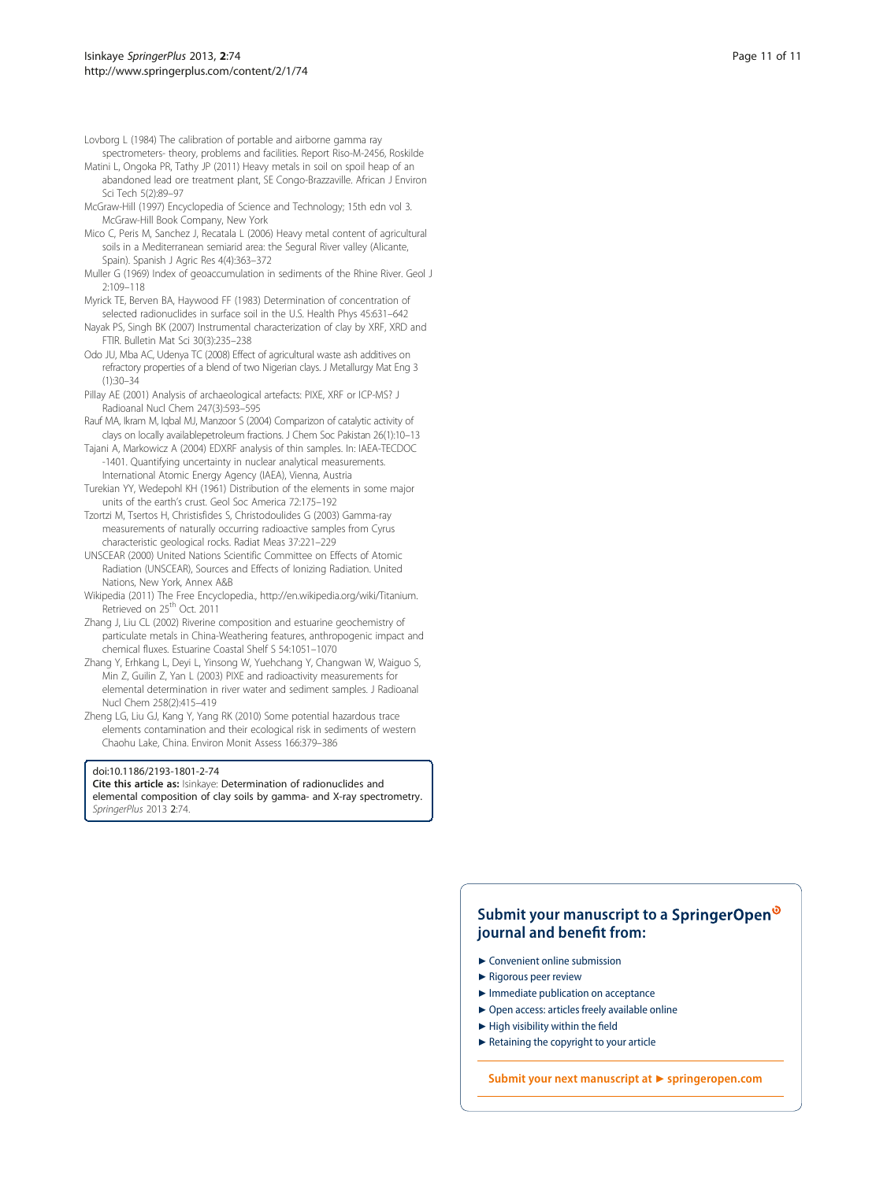Lovborg L (1984) The calibration of portable and airborne gamma ray spectrometers- theory, problems and facilities. Report Riso-M-2456, Roskilde

Matini L, Ongoka PR, Tathy JP (2011) Heavy metals in soil on spoil heap of an abandoned lead ore treatment plant, SE Congo-Brazzaville. African J Environ Sci Tech 5(2):89–97

McGraw-Hill (1997) Encyclopedia of Science and Technology; 15th edn vol 3. McGraw-Hill Book Company, New York

Mico C, Peris M, Sanchez J, Recatala L (2006) Heavy metal content of agricultural soils in a Mediterranean semiarid area: the Segural River valley (Alicante, Spain). Spanish J Agric Res 4(4):363–372

Muller G (1969) Index of geoaccumulation in sediments of the Rhine River. Geol J 2:109–118

Myrick TE, Berven BA, Haywood FF (1983) Determination of concentration of selected radionuclides in surface soil in the U.S. Health Phys 45:631–642

Nayak PS, Singh BK (2007) Instrumental characterization of clay by XRF, XRD and FTIR. Bulletin Mat Sci 30(3):235–238

Odo JU, Mba AC, Udenya TC (2008) Effect of agricultural waste ash additives on refractory properties of a blend of two Nigerian clays. J Metallurgy Mat Eng 3 (1):30–34

Pillay AE (2001) Analysis of archaeological artefacts: PIXE, XRF or ICP-MS? J Radioanal Nucl Chem 247(3):593–595

Rauf MA, Ikram M, Iqbal MJ, Manzoor S (2004) Comparizon of catalytic activity of clays on locally availablepetroleum fractions. J Chem Soc Pakistan 26(1):10–13

Tajani A, Markowicz A (2004) EDXRF analysis of thin samples. In: IAEA-TECDOC -1401. Quantifying uncertainty in nuclear analytical measurements. International Atomic Energy Agency (IAEA), Vienna, Austria

Turekian YY, Wedepohl KH (1961) Distribution of the elements in some major units of the earth's crust. Geol Soc America 72:175–192

Tzortzi M, Tsertos H, Christisfides S, Christodoulides G (2003) Gamma-ray measurements of naturally occurring radioactive samples from Cyrus characteristic geological rocks. Radiat Meas 37:221–229

UNSCEAR (2000) United Nations Scientific Committee on Effects of Atomic Radiation (UNSCEAR), Sources and Effects of Ionizing Radiation. United Nations, New York, Annex A&B

Wikipedia (2011) The Free Encyclopedia., http://en.wikipedia.org/wiki/Titanium. Retrieved on 25th Oct. 2011

Zhang J, Liu CL (2002) Riverine composition and estuarine geochemistry of particulate metals in China-Weathering features, anthropogenic impact and chemical fluxes. Estuarine Coastal Shelf S 54:1051–1070

Zhang Y, Erhkang L, Deyi L, Yinsong W, Yuehchang Y, Changwan W, Waiguo S, Min Z, Guilin Z, Yan L (2003) PIXE and radioactivity measurements for elemental determination in river water and sediment samples. J Radioanal Nucl Chem 258(2):415–419

Zheng LG, Liu GJ, Kang Y, Yang RK (2010) Some potential hazardous trace elements contamination and their ecological risk in sediments of western Chaohu Lake, China. Environ Monit Assess 166:379–386

doi:10.1186/2193-1801-2-74

**Cite this article as:** Isinkaye: Determination of radionuclides and elemental composition of clay soils by gamma- and X-ray spectrometry. *SpringerPlus* 2013 **2**:74.

**Submit your manuscript to a SpringerOpen journal and benefit from:**

- ► Convenient online submission
- ► Rigorous peer review
- ► Immediate publication on acceptance
- ► Open access: articles freely available online
- ► High visibility within the field
- ► Retaining the copyright to your article

**Submit your next manuscript at ► springeropen.com**